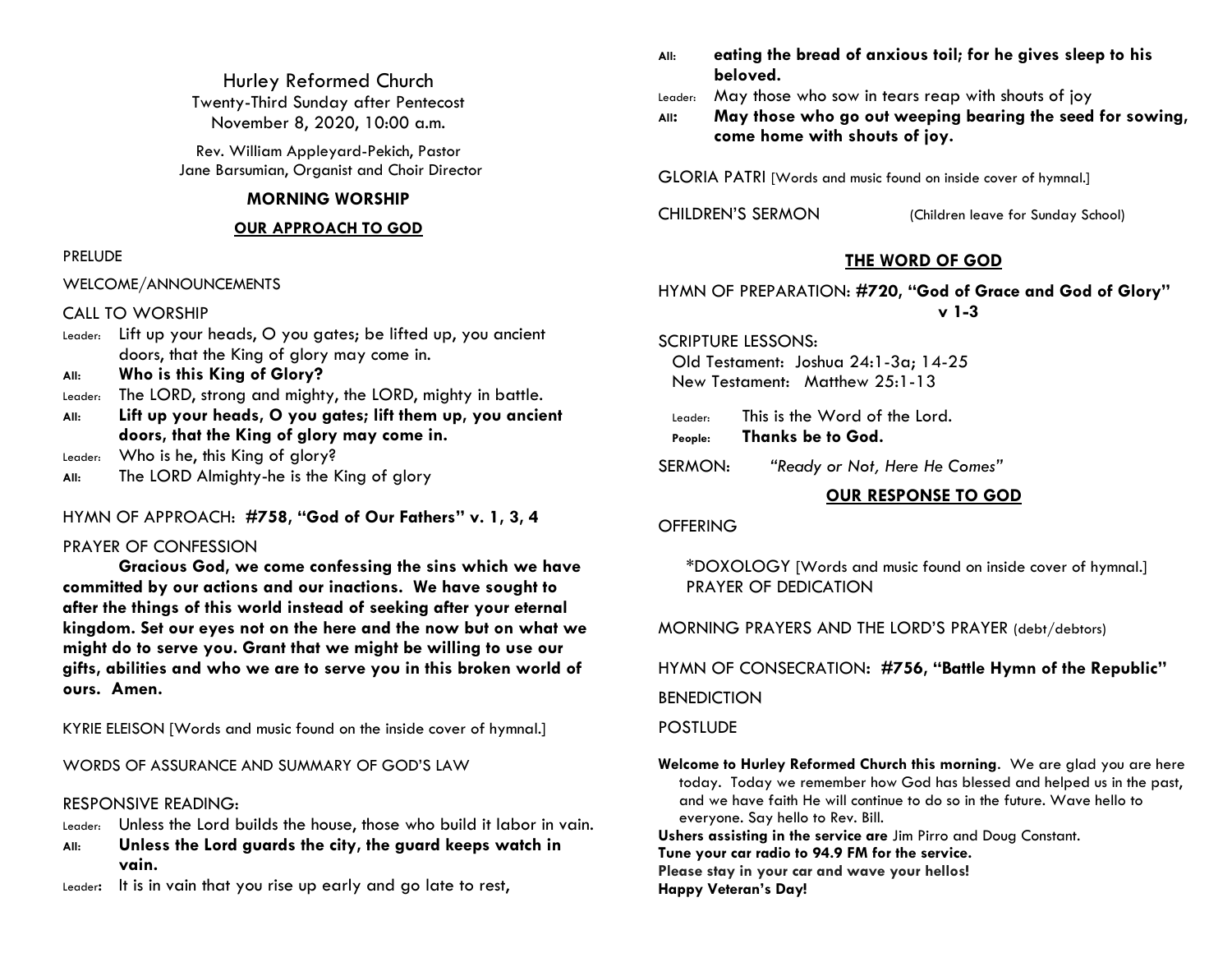# Hurley Reformed Church

Twenty-Third Sunday after Pentecost
November 8, 2020, 10:00 a.m.

Rev. William Appleyard-Pekich, Pastor
Jane Barsumian, Organist and Choir Director

## MORNING WORSHIP

### OUR APPROACH TO GOD

PRELUDE

WELCOME/ANNOUNCEMENTS

CALL TO WORSHIP

Leader: Lift up your heads, O you gates; be lifted up, you ancient doors, that the King of glory may come in.

All: **Who is this King of Glory?**

Leader: The LORD, strong and mighty, the LORD, mighty in battle.

All: **Lift up your heads, O you gates; lift them up, you ancient doors, that the King of glory may come in.**

Leader: Who is he, this King of glory?

All: The LORD Almighty-he is the King of glory

HYMN OF APPROACH: **#758, "God of Our Fathers" v. 1, 3, 4**

PRAYER OF CONFESSION

**Gracious God, we come confessing the sins which we have committed by our actions and our inactions. We have sought to after the things of this world instead of seeking after your eternal kingdom. Set our eyes not on the here and the now but on what we might do to serve you. Grant that we might be willing to use our gifts, abilities and who we are to serve you in this broken world of ours. Amen.**

KYRIE ELEISON [Words and music found on the inside cover of hymnal.]

WORDS OF ASSURANCE AND SUMMARY OF GOD'S LAW

RESPONSIVE READING:

Leader: Unless the Lord builds the house, those who build it labor in vain.

All: **Unless the Lord guards the city, the guard keeps watch in vain.**

Leader: It is in vain that you rise up early and go late to rest,

All: **eating the bread of anxious toil; for he gives sleep to his beloved.**

Leader: May those who sow in tears reap with shouts of joy

All: **May those who go out weeping bearing the seed for sowing, come home with shouts of joy.**

GLORIA PATRI [Words and music found on inside cover of hymnal.]

CHILDREN'S SERMON (Children leave for Sunday School)

### THE WORD OF GOD

HYMN OF PREPARATION: **#720, "God of Grace and God of Glory" v 1-3**

SCRIPTURE LESSONS:
Old Testament: Joshua 24:1-3a; 14-25
New Testament: Matthew 25:1-13

Leader: This is the Word of the Lord.

People: **Thanks be to God.**

SERMON: *"Ready or Not, Here He Comes"*

### OUR RESPONSE TO GOD

OFFERING

\*DOXOLOGY [Words and music found on inside cover of hymnal.]
PRAYER OF DEDICATION

MORNING PRAYERS AND THE LORD'S PRAYER (debt/debtors)

HYMN OF CONSECRATION: **#756, "Battle Hymn of the Republic"**

BENEDICTION

POSTLUDE

**Welcome to Hurley Reformed Church this morning.** We are glad you are here today. Today we remember how God has blessed and helped us in the past, and we have faith He will continue to do so in the future. Wave hello to everyone. Say hello to Rev. Bill.

**Ushers assisting in the service are** Jim Pirro and Doug Constant.

**Tune your car radio to 94.9 FM for the service.**

**Please stay in your car and wave your hellos!**

**Happy Veteran's Day!**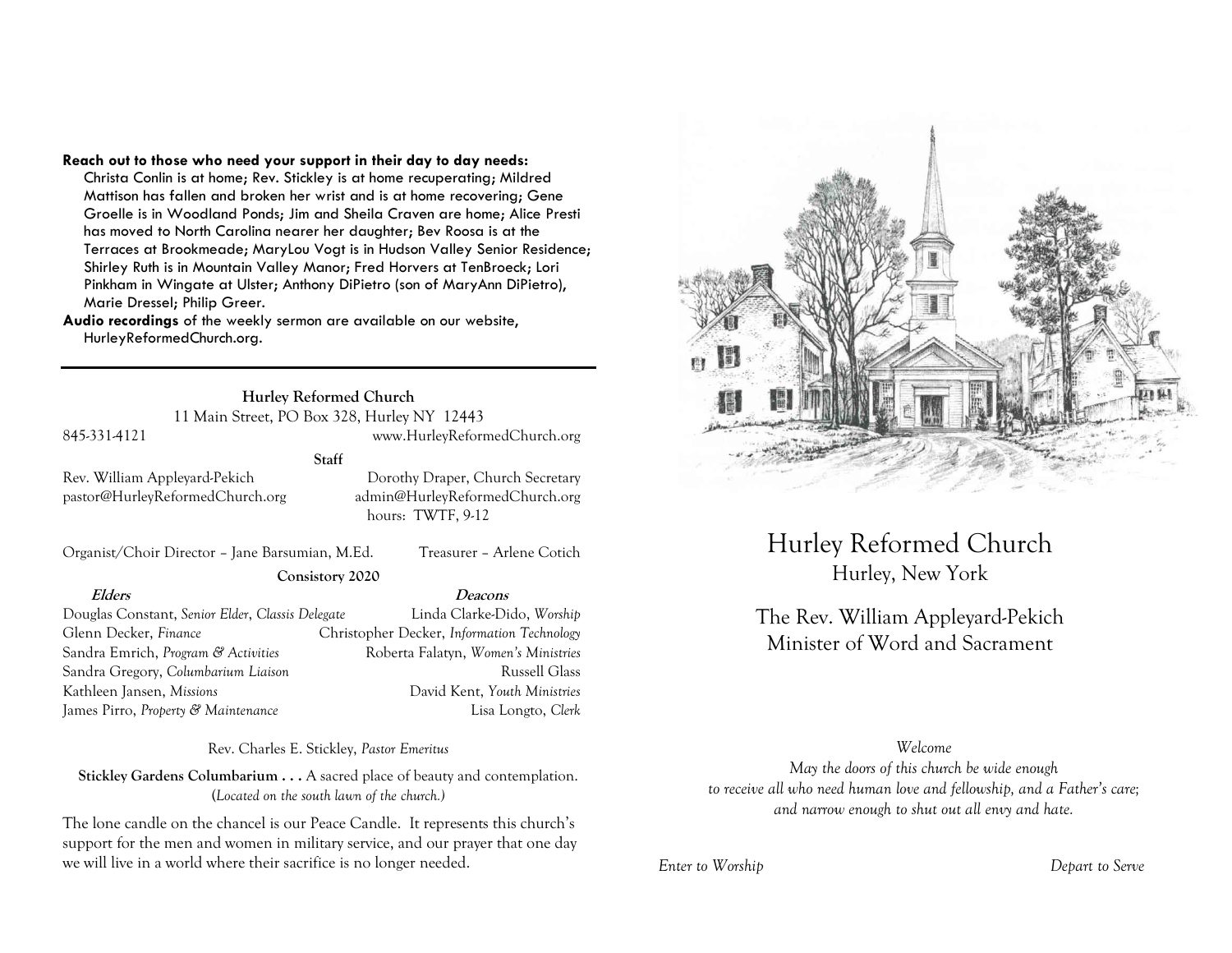**Reach out to those who need your support in their day to day needs:** Christa Conlin is at home; Rev. Stickley is at home recuperating; Mildred Mattison has fallen and broken her wrist and is at home recovering; Gene Groelle is in Woodland Ponds; Jim and Sheila Craven are home; Alice Presti has moved to North Carolina nearer her daughter; Bev Roosa is at the Terraces at Brookmeade; MaryLou Vogt is in Hudson Valley Senior Residence; Shirley Ruth is in Mountain Valley Manor; Fred Horvers at TenBroeck; Lori Pinkham in Wingate at Ulster; Anthony DiPietro (son of MaryAnn DiPietro), Marie Dressel; Philip Greer.

**Audio recordings** of the weekly sermon are available on our website, HurleyReformedChurch.org.

---

**Hurley Reformed Church**

11 Main Street, PO Box 328, Hurley NY 12443

845-331-4121 www.HurleyReformedChurch.org

**Staff**

Rev. William Appleyard-Pekich
pastor@HurleyReformedChurch.org

Dorothy Draper, Church Secretary
admin@HurleyReformedChurch.org
hours: TWTF, 9-12

Organist/Choir Director – Jane Barsumian, M.Ed.

Treasurer – Arlene Cotich

**Consistory 2020**

| ***Elders*** | ***Deacons*** |
|---|---|
| Douglas Constant, *Senior Elder, Classis Delegate* | Linda Clarke-Dido, *Worship* |
| Glenn Decker, *Finance* | Christopher Decker, *Information Technology* |
| Sandra Emrich, *Program & Activities* | Roberta Falatyn, *Women's Ministries* |
| Sandra Gregory, *Columbarium Liaison* | Russell Glass |
| Kathleen Jansen, *Missions* | David Kent, *Youth Ministries* |
| James Pirro, *Property & Maintenance* | Lisa Longto, *Clerk* |

Rev. Charles E. Stickley, *Pastor Emeritus*

**Stickley Gardens Columbarium . . .** A sacred place of beauty and contemplation. (*Located on the south lawn of the church.*)

The lone candle on the chancel is our Peace Candle. It represents this church's support for the men and women in military service, and our prayer that one day we will live in a world where their sacrifice is no longer needed.

# Hurley Reformed Church

## Hurley, New York

### The Rev. William Appleyard-Pekich
### Minister of Word and Sacrament

*Welcome*

*May the doors of this church be wide enough to receive all who need human love and fellowship, and a Father's care; and narrow enough to shut out all envy and hate.*

*Enter to Worship* *Depart to Serve*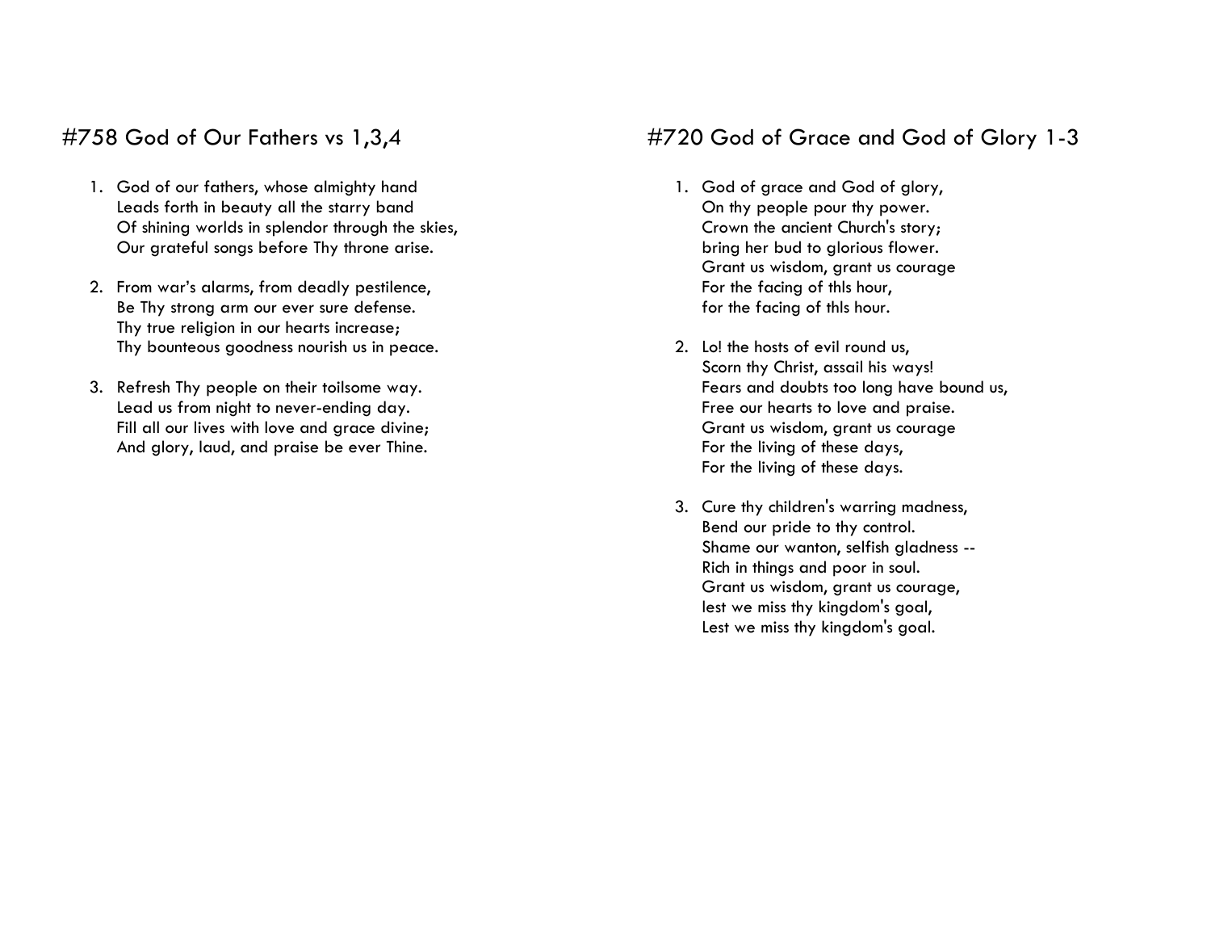## #758 God of Our Fathers vs 1,3,4

1. God of our fathers, whose almighty hand
   Leads forth in beauty all the starry band
   Of shining worlds in splendor through the skies,
   Our grateful songs before Thy throne arise.

2. From war's alarms, from deadly pestilence,
   Be Thy strong arm our ever sure defense.
   Thy true religion in our hearts increase;
   Thy bounteous goodness nourish us in peace.

3. Refresh Thy people on their toilsome way.
   Lead us from night to never-ending day.
   Fill all our lives with love and grace divine;
   And glory, laud, and praise be ever Thine.

## #720 God of Grace and God of Glory 1-3

1. God of grace and God of glory,
   On thy people pour thy power.
   Crown the ancient Church's story;
   bring her bud to glorious flower.
   Grant us wisdom, grant us courage
   For the facing of thls hour,
   for the facing of thls hour.

2. Lo! the hosts of evil round us,
   Scorn thy Christ, assail his ways!
   Fears and doubts too long have bound us,
   Free our hearts to love and praise.
   Grant us wisdom, grant us courage
   For the living of these days,
   For the living of these days.

3. Cure thy children's warring madness,
   Bend our pride to thy control.
   Shame our wanton, selfish gladness --
   Rich in things and poor in soul.
   Grant us wisdom, grant us courage,
   lest we miss thy kingdom's goal,
   Lest we miss thy kingdom's goal.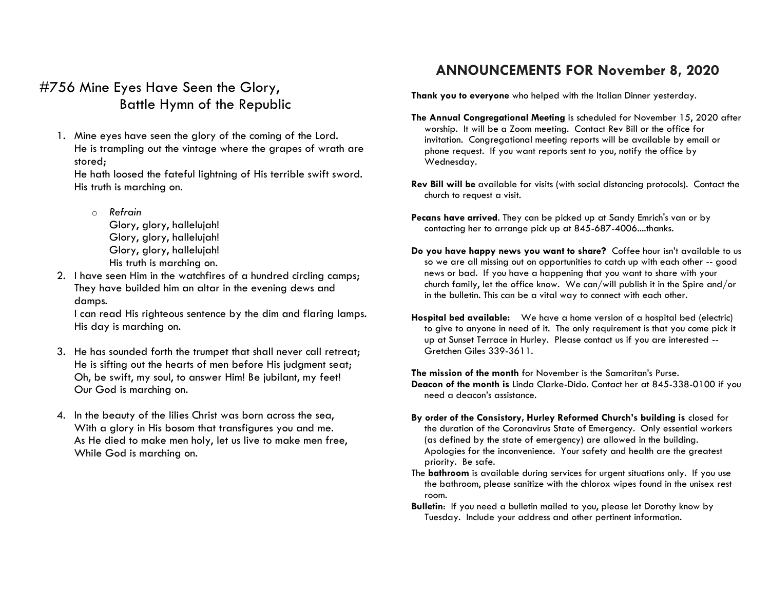# #756 Mine Eyes Have Seen the Glory, Battle Hymn of the Republic

1. Mine eyes have seen the glory of the coming of the Lord.
   He is trampling out the vintage where the grapes of wrath are stored;
   He hath loosed the fateful lightning of His terrible swift sword.
   His truth is marching on.

   - *Refrain*
     Glory, glory, hallelujah!
     Glory, glory, hallelujah!
     Glory, glory, hallelujah!
     His truth is marching on.

2. I have seen Him in the watchfires of a hundred circling camps;
   They have builded him an altar in the evening dews and damps.
   I can read His righteous sentence by the dim and flaring lamps.
   His day is marching on.

3. He has sounded forth the trumpet that shall never call retreat;
   He is sifting out the hearts of men before His judgment seat;
   Oh, be swift, my soul, to answer Him! Be jubilant, my feet!
   Our God is marching on.

4. In the beauty of the lilies Christ was born across the sea,
   With a glory in His bosom that transfigures you and me.
   As He died to make men holy, let us live to make men free,
   While God is marching on.

## ANNOUNCEMENTS FOR November 8, 2020

**Thank you to everyone** who helped with the Italian Dinner yesterday.

**The Annual Congregational Meeting** is scheduled for November 15, 2020 after worship. It will be a Zoom meeting. Contact Rev Bill or the office for invitation. Congregational meeting reports will be available by email or phone request. If you want reports sent to you, notify the office by Wednesday.

**Rev Bill will be** available for visits (with social distancing protocols). Contact the church to request a visit.

**Pecans have arrived**. They can be picked up at Sandy Emrich's van or by contacting her to arrange pick up at 845-687-4006....thanks.

**Do you have happy news you want to share?** Coffee hour isn't available to us so we are all missing out on opportunities to catch up with each other -- good news or bad. If you have a happening that you want to share with your church family, let the office know. We can/will publish it in the Spire and/or in the bulletin. This can be a vital way to connect with each other.

**Hospital bed available:** We have a home version of a hospital bed (electric) to give to anyone in need of it. The only requirement is that you come pick it up at Sunset Terrace in Hurley. Please contact us if you are interested -- Gretchen Giles 339-3611.

**The mission of the month** for November is the Samaritan's Purse.
**Deacon of the month is** Linda Clarke-Dido. Contact her at 845-338-0100 if you need a deacon's assistance.

**By order of the Consistory, Hurley Reformed Church's building is** closed for the duration of the Coronavirus State of Emergency. Only essential workers (as defined by the state of emergency) are allowed in the building. Apologies for the inconvenience. Your safety and health are the greatest priority. Be safe.
The **bathroom** is available during services for urgent situations only. If you use the bathroom, please sanitize with the chlorox wipes found in the unisex rest room.
**Bulletin:** If you need a bulletin mailed to you, please let Dorothy know by Tuesday. Include your address and other pertinent information.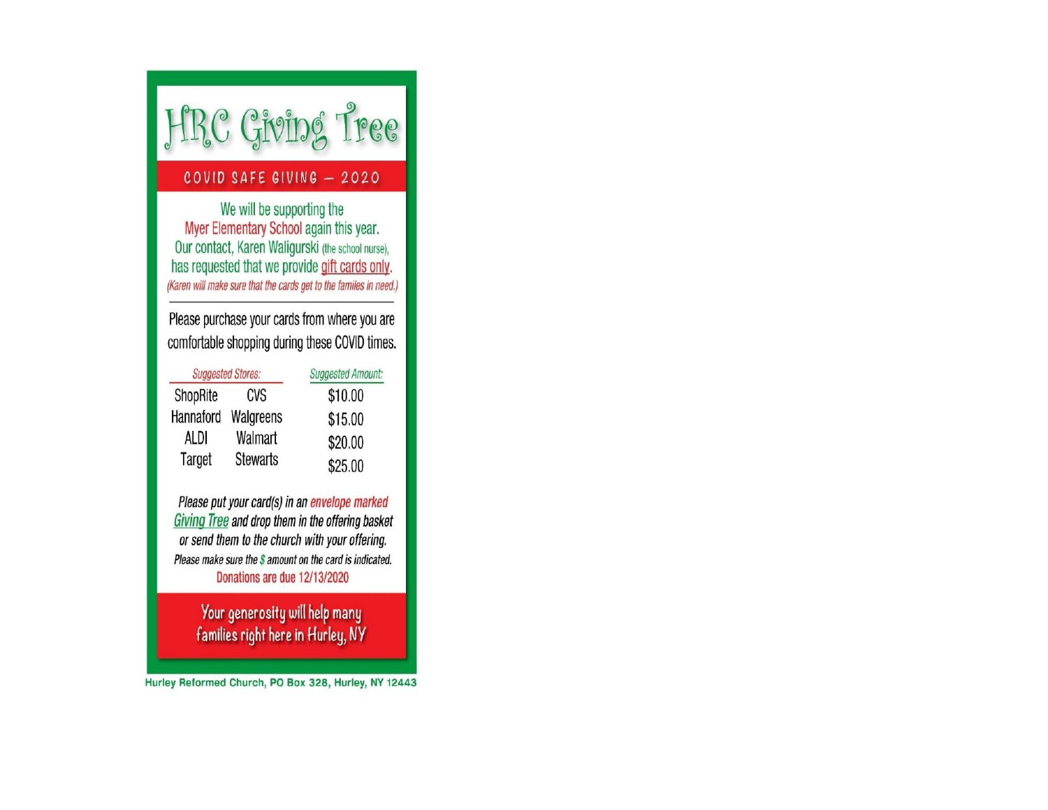# HRC Giving Tree

## COVID SAFE GIVING – 2020

We will be supporting the Myer Elementary School again this year. Our contact, Karen Waligurski (the school nurse), has requested that we provide gift cards only.

*(Karen will make sure that the cards get to the familes in need.)*

---

Please purchase your cards from where you are comfortable shopping during these COVID times.

| *Suggested Stores:* | | *Suggested Amount:* |
|---|---|---|
| ShopRite | CVS | $10.00 |
| Hannaford | Walgreens | $15.00 |
| ALDI | Walmart | $20.00 |
| Target | Stewarts | $25.00 |

*Please put your card(s) in an envelope marked Giving Tree and drop them in the offering basket or send them to the church with your offering.*

*Please make sure the $ amount on the card is indicated.*

Donations are due 12/13/2020

Your generosity will help many families right here in Hurley, NY

Hurley Reformed Church, PO Box 328, Hurley, NY 12443